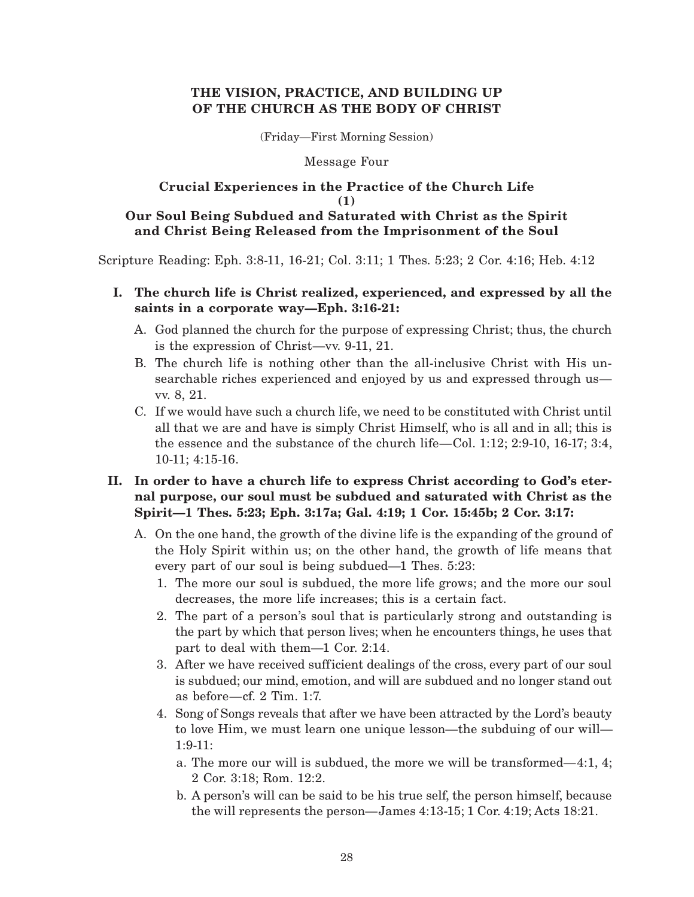# THE VISION, PRACTICE, AND BUILDING UP OF THE CHURCH AS THE BODY OF CHRIST

(Friday—First Morning Session)

Message Four

## Crucial Experiences in the Practice of the Church Life (1) Our Soul Being Subdued and Saturated with Christ as the Spirit and Christ Being Released from the Imprisonment of the Soul

Scripture Reading: Eph. 3:8-11, 16-21; Col. 3:11; 1 Thes. 5:23; 2 Cor. 4:16; Heb. 4:12

**I. The church life is Christ realized, experienced, and expressed by all the saints in a corporate way—Eph. 3:16-21:**

A. God planned the church for the purpose of expressing Christ; thus, the church is the expression of Christ—vv. 9-11, 21.

B. The church life is nothing other than the all-inclusive Christ with His unsearchable riches experienced and enjoyed by us and expressed through us—vv. 8, 21.

C. If we would have such a church life, we need to be constituted with Christ until all that we are and have is simply Christ Himself, who is all and in all; this is the essence and the substance of the church life—Col. 1:12; 2:9-10, 16-17; 3:4, 10-11; 4:15-16.

**II. In order to have a church life to express Christ according to God's eternal purpose, our soul must be subdued and saturated with Christ as the Spirit—1 Thes. 5:23; Eph. 3:17a; Gal. 4:19; 1 Cor. 15:45b; 2 Cor. 3:17:**

A. On the one hand, the growth of the divine life is the expanding of the ground of the Holy Spirit within us; on the other hand, the growth of life means that every part of our soul is being subdued—1 Thes. 5:23:

1. The more our soul is subdued, the more life grows; and the more our soul decreases, the more life increases; this is a certain fact.
2. The part of a person's soul that is particularly strong and outstanding is the part by which that person lives; when he encounters things, he uses that part to deal with them—1 Cor. 2:14.
3. After we have received sufficient dealings of the cross, every part of our soul is subdued; our mind, emotion, and will are subdued and no longer stand out as before—cf. 2 Tim. 1:7.
4. Song of Songs reveals that after we have been attracted by the Lord's beauty to love Him, we must learn one unique lesson—the subduing of our will—1:9-11:
   a. The more our will is subdued, the more we will be transformed—4:1, 4; 2 Cor. 3:18; Rom. 12:2.
   b. A person's will can be said to be his true self, the person himself, because the will represents the person—James 4:13-15; 1 Cor. 4:19; Acts 18:21.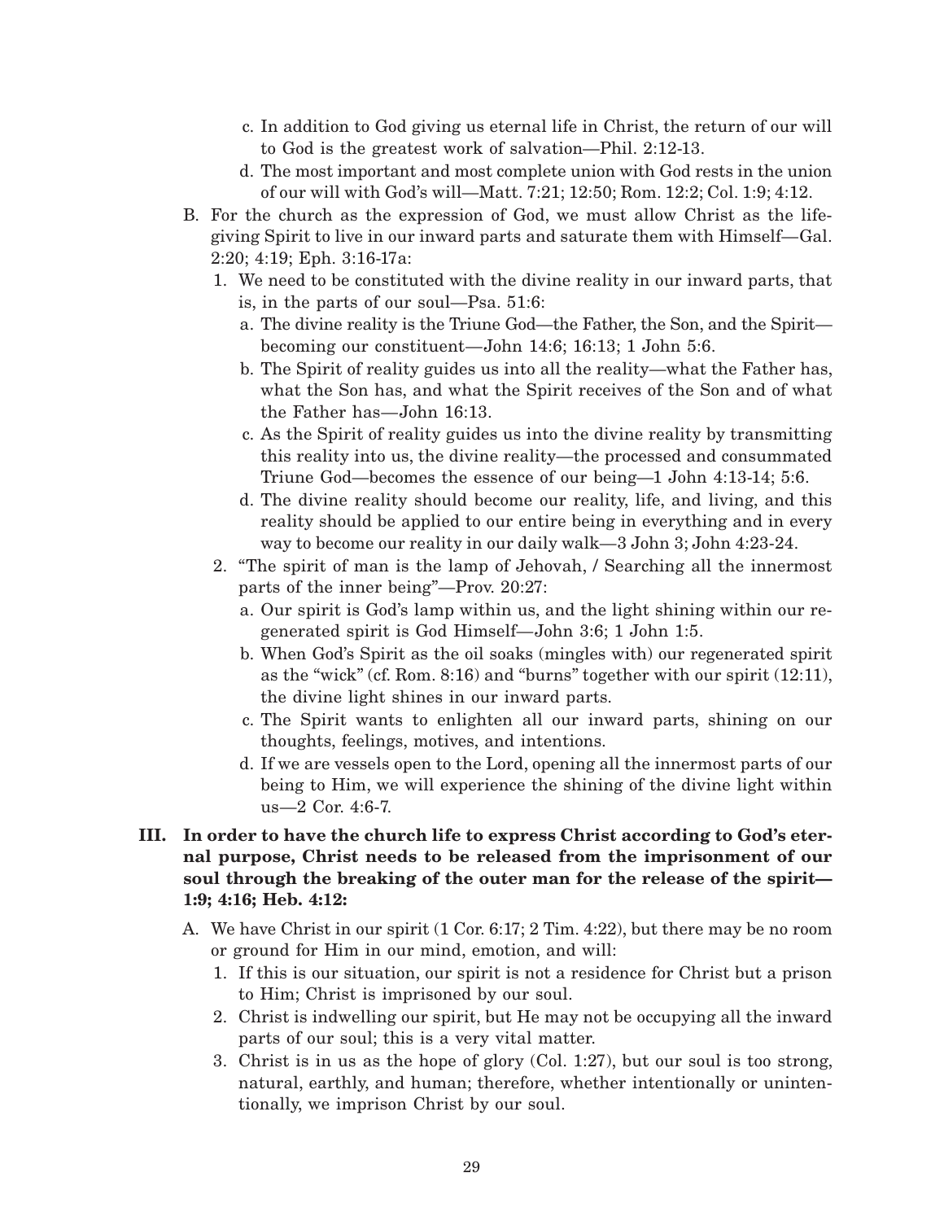c. In addition to God giving us eternal life in Christ, the return of our will to God is the greatest work of salvation—Phil. 2:12-13.

d. The most important and most complete union with God rests in the union of our will with God's will—Matt. 7:21; 12:50; Rom. 12:2; Col. 1:9; 4:12.

B. For the church as the expression of God, we must allow Christ as the life-giving Spirit to live in our inward parts and saturate them with Himself—Gal. 2:20; 4:19; Eph. 3:16-17a:

1. We need to be constituted with the divine reality in our inward parts, that is, in the parts of our soul—Psa. 51:6:

a. The divine reality is the Triune God—the Father, the Son, and the Spirit—becoming our constituent—John 14:6; 16:13; 1 John 5:6.

b. The Spirit of reality guides us into all the reality—what the Father has, what the Son has, and what the Spirit receives of the Son and of what the Father has—John 16:13.

c. As the Spirit of reality guides us into the divine reality by transmitting this reality into us, the divine reality—the processed and consummated Triune God—becomes the essence of our being—1 John 4:13-14; 5:6.

d. The divine reality should become our reality, life, and living, and this reality should be applied to our entire being in everything and in every way to become our reality in our daily walk—3 John 3; John 4:23-24.

2. "The spirit of man is the lamp of Jehovah, / Searching all the innermost parts of the inner being"—Prov. 20:27:

a. Our spirit is God's lamp within us, and the light shining within our regenerated spirit is God Himself—John 3:6; 1 John 1:5.

b. When God's Spirit as the oil soaks (mingles with) our regenerated spirit as the "wick" (cf. Rom. 8:16) and "burns" together with our spirit (12:11), the divine light shines in our inward parts.

c. The Spirit wants to enlighten all our inward parts, shining on our thoughts, feelings, motives, and intentions.

d. If we are vessels open to the Lord, opening all the innermost parts of our being to Him, we will experience the shining of the divine light within us—2 Cor. 4:6-7.

**III. In order to have the church life to express Christ according to God's eternal purpose, Christ needs to be released from the imprisonment of our soul through the breaking of the outer man for the release of the spirit—1:9; 4:16; Heb. 4:12:**

A. We have Christ in our spirit (1 Cor. 6:17; 2 Tim. 4:22), but there may be no room or ground for Him in our mind, emotion, and will:

1. If this is our situation, our spirit is not a residence for Christ but a prison to Him; Christ is imprisoned by our soul.

2. Christ is indwelling our spirit, but He may not be occupying all the inward parts of our soul; this is a very vital matter.

3. Christ is in us as the hope of glory (Col. 1:27), but our soul is too strong, natural, earthly, and human; therefore, whether intentionally or unintentionally, we imprison Christ by our soul.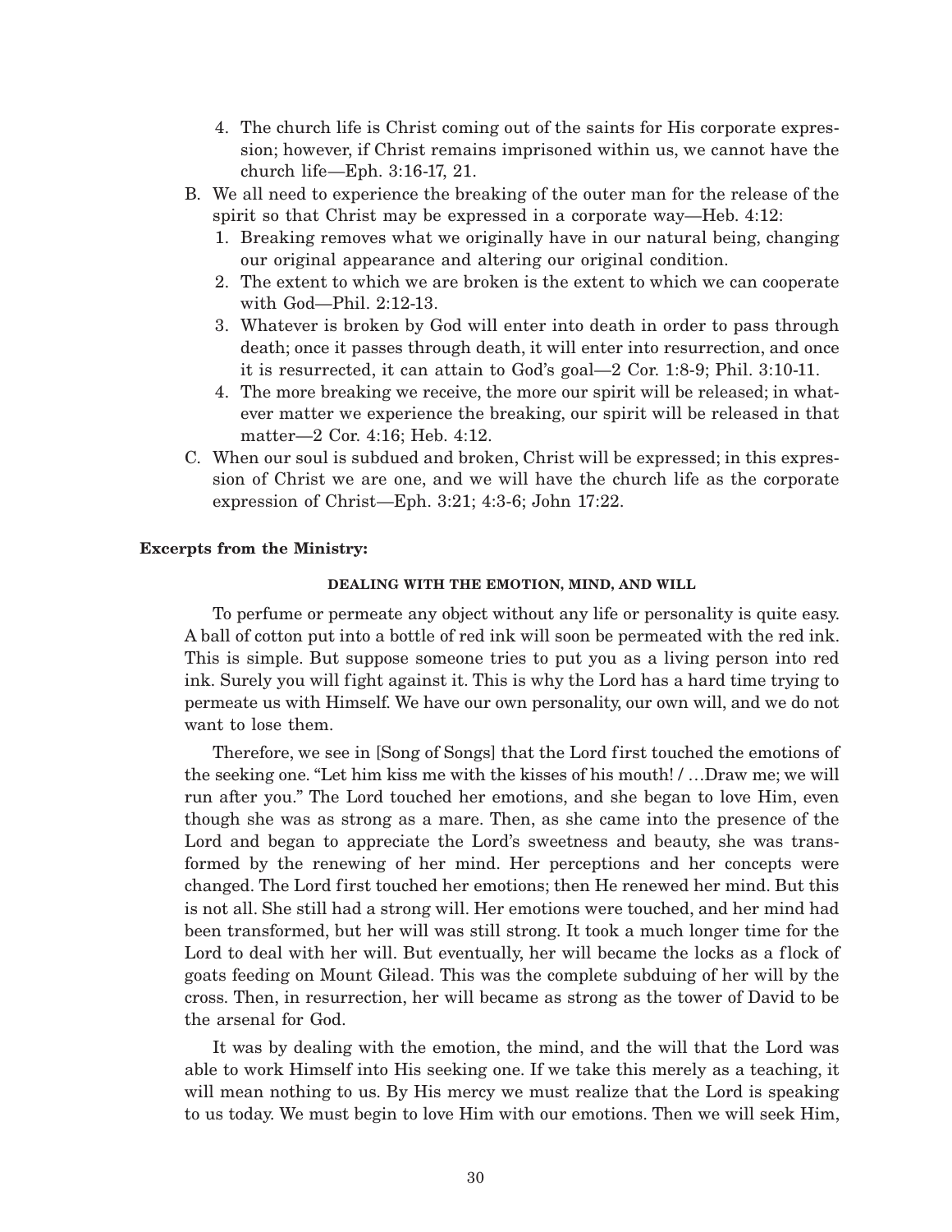4. The church life is Christ coming out of the saints for His corporate expression; however, if Christ remains imprisoned within us, we cannot have the church life—Eph. 3:16-17, 21.

B. We all need to experience the breaking of the outer man for the release of the spirit so that Christ may be expressed in a corporate way—Heb. 4:12:
   1. Breaking removes what we originally have in our natural being, changing our original appearance and altering our original condition.
   2. The extent to which we are broken is the extent to which we can cooperate with God—Phil. 2:12-13.
   3. Whatever is broken by God will enter into death in order to pass through death; once it passes through death, it will enter into resurrection, and once it is resurrected, it can attain to God's goal—2 Cor. 1:8-9; Phil. 3:10-11.
   4. The more breaking we receive, the more our spirit will be released; in whatever matter we experience the breaking, our spirit will be released in that matter—2 Cor. 4:16; Heb. 4:12.

C. When our soul is subdued and broken, Christ will be expressed; in this expression of Christ we are one, and we will have the church life as the corporate expression of Christ—Eph. 3:21; 4:3-6; John 17:22.

**Excerpts from the Ministry:**

#### DEALING WITH THE EMOTION, MIND, AND WILL

To perfume or permeate any object without any life or personality is quite easy. A ball of cotton put into a bottle of red ink will soon be permeated with the red ink. This is simple. But suppose someone tries to put you as a living person into red ink. Surely you will fight against it. This is why the Lord has a hard time trying to permeate us with Himself. We have our own personality, our own will, and we do not want to lose them.

Therefore, we see in [Song of Songs] that the Lord first touched the emotions of the seeking one. "Let him kiss me with the kisses of his mouth! / …Draw me; we will run after you." The Lord touched her emotions, and she began to love Him, even though she was as strong as a mare. Then, as she came into the presence of the Lord and began to appreciate the Lord's sweetness and beauty, she was transformed by the renewing of her mind. Her perceptions and her concepts were changed. The Lord first touched her emotions; then He renewed her mind. But this is not all. She still had a strong will. Her emotions were touched, and her mind had been transformed, but her will was still strong. It took a much longer time for the Lord to deal with her will. But eventually, her will became the locks as a flock of goats feeding on Mount Gilead. This was the complete subduing of her will by the cross. Then, in resurrection, her will became as strong as the tower of David to be the arsenal for God.

It was by dealing with the emotion, the mind, and the will that the Lord was able to work Himself into His seeking one. If we take this merely as a teaching, it will mean nothing to us. By His mercy we must realize that the Lord is speaking to us today. We must begin to love Him with our emotions. Then we will seek Him,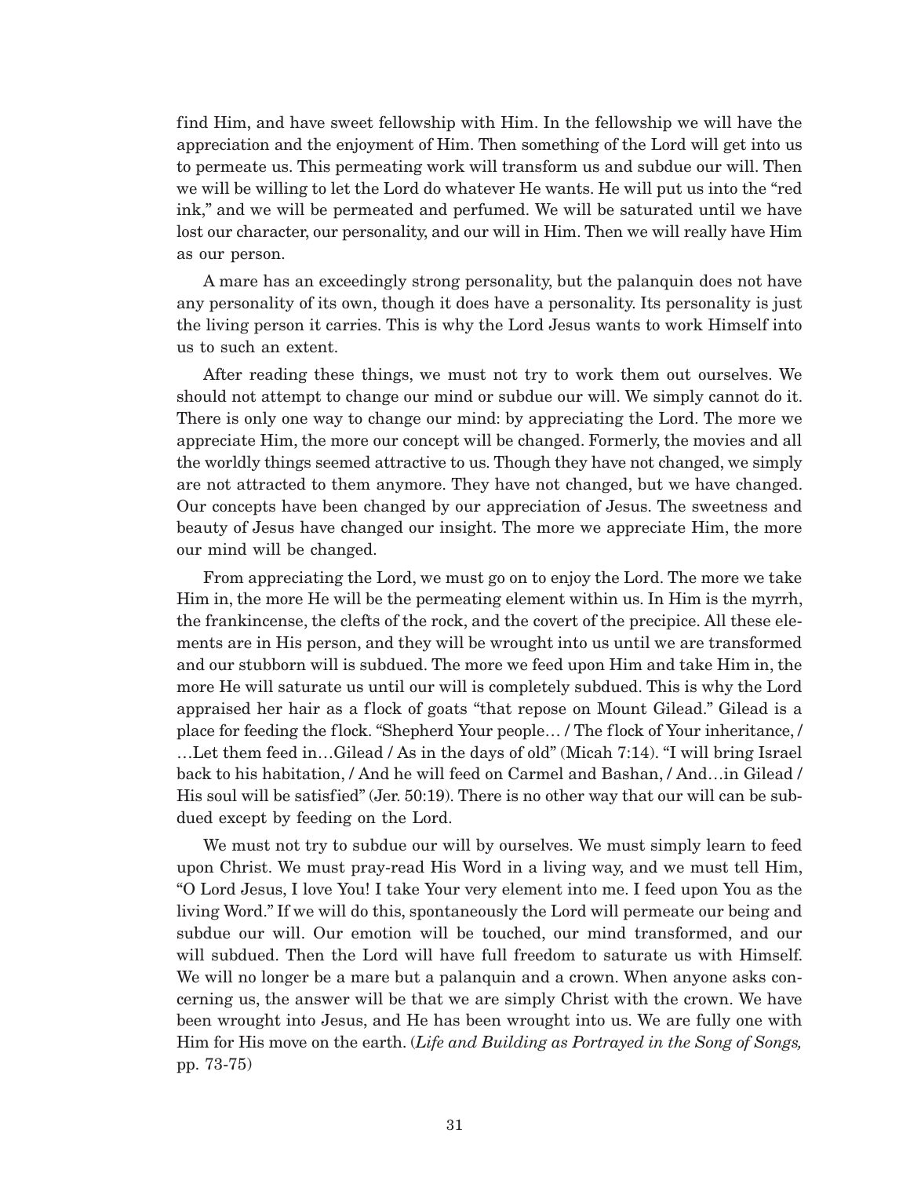find Him, and have sweet fellowship with Him. In the fellowship we will have the appreciation and the enjoyment of Him. Then something of the Lord will get into us to permeate us. This permeating work will transform us and subdue our will. Then we will be willing to let the Lord do whatever He wants. He will put us into the "red ink," and we will be permeated and perfumed. We will be saturated until we have lost our character, our personality, and our will in Him. Then we will really have Him as our person.

A mare has an exceedingly strong personality, but the palanquin does not have any personality of its own, though it does have a personality. Its personality is just the living person it carries. This is why the Lord Jesus wants to work Himself into us to such an extent.

After reading these things, we must not try to work them out ourselves. We should not attempt to change our mind or subdue our will. We simply cannot do it. There is only one way to change our mind: by appreciating the Lord. The more we appreciate Him, the more our concept will be changed. Formerly, the movies and all the worldly things seemed attractive to us. Though they have not changed, we simply are not attracted to them anymore. They have not changed, but we have changed. Our concepts have been changed by our appreciation of Jesus. The sweetness and beauty of Jesus have changed our insight. The more we appreciate Him, the more our mind will be changed.

From appreciating the Lord, we must go on to enjoy the Lord. The more we take Him in, the more He will be the permeating element within us. In Him is the myrrh, the frankincense, the clefts of the rock, and the covert of the precipice. All these elements are in His person, and they will be wrought into us until we are transformed and our stubborn will is subdued. The more we feed upon Him and take Him in, the more He will saturate us until our will is completely subdued. This is why the Lord appraised her hair as a flock of goats "that repose on Mount Gilead." Gilead is a place for feeding the flock. "Shepherd Your people… / The flock of Your inheritance, / …Let them feed in…Gilead / As in the days of old" (Micah 7:14). "I will bring Israel back to his habitation, / And he will feed on Carmel and Bashan, / And…in Gilead / His soul will be satisfied" (Jer. 50:19). There is no other way that our will can be subdued except by feeding on the Lord.

We must not try to subdue our will by ourselves. We must simply learn to feed upon Christ. We must pray-read His Word in a living way, and we must tell Him, "O Lord Jesus, I love You! I take Your very element into me. I feed upon You as the living Word." If we will do this, spontaneously the Lord will permeate our being and subdue our will. Our emotion will be touched, our mind transformed, and our will subdued. Then the Lord will have full freedom to saturate us with Himself. We will no longer be a mare but a palanquin and a crown. When anyone asks concerning us, the answer will be that we are simply Christ with the crown. We have been wrought into Jesus, and He has been wrought into us. We are fully one with Him for His move on the earth. (*Life and Building as Portrayed in the Song of Songs,* pp. 73-75)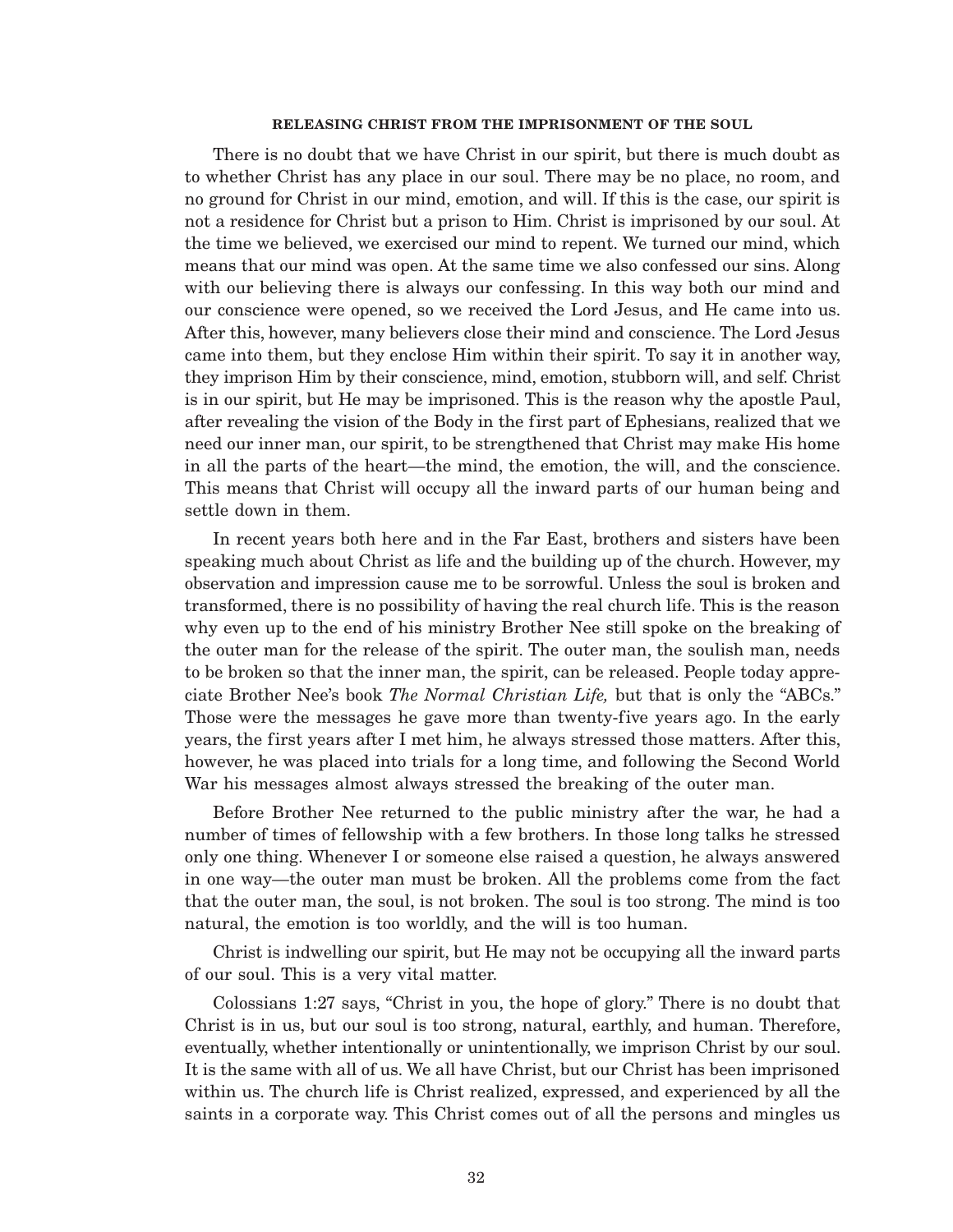### RELEASING CHRIST FROM THE IMPRISONMENT OF THE SOUL

There is no doubt that we have Christ in our spirit, but there is much doubt as to whether Christ has any place in our soul. There may be no place, no room, and no ground for Christ in our mind, emotion, and will. If this is the case, our spirit is not a residence for Christ but a prison to Him. Christ is imprisoned by our soul. At the time we believed, we exercised our mind to repent. We turned our mind, which means that our mind was open. At the same time we also confessed our sins. Along with our believing there is always our confessing. In this way both our mind and our conscience were opened, so we received the Lord Jesus, and He came into us. After this, however, many believers close their mind and conscience. The Lord Jesus came into them, but they enclose Him within their spirit. To say it in another way, they imprison Him by their conscience, mind, emotion, stubborn will, and self. Christ is in our spirit, but He may be imprisoned. This is the reason why the apostle Paul, after revealing the vision of the Body in the first part of Ephesians, realized that we need our inner man, our spirit, to be strengthened that Christ may make His home in all the parts of the heart—the mind, the emotion, the will, and the conscience. This means that Christ will occupy all the inward parts of our human being and settle down in them.

In recent years both here and in the Far East, brothers and sisters have been speaking much about Christ as life and the building up of the church. However, my observation and impression cause me to be sorrowful. Unless the soul is broken and transformed, there is no possibility of having the real church life. This is the reason why even up to the end of his ministry Brother Nee still spoke on the breaking of the outer man for the release of the spirit. The outer man, the soulish man, needs to be broken so that the inner man, the spirit, can be released. People today appreciate Brother Nee's book *The Normal Christian Life,* but that is only the "ABCs." Those were the messages he gave more than twenty-five years ago. In the early years, the first years after I met him, he always stressed those matters. After this, however, he was placed into trials for a long time, and following the Second World War his messages almost always stressed the breaking of the outer man.

Before Brother Nee returned to the public ministry after the war, he had a number of times of fellowship with a few brothers. In those long talks he stressed only one thing. Whenever I or someone else raised a question, he always answered in one way—the outer man must be broken. All the problems come from the fact that the outer man, the soul, is not broken. The soul is too strong. The mind is too natural, the emotion is too worldly, and the will is too human.

Christ is indwelling our spirit, but He may not be occupying all the inward parts of our soul. This is a very vital matter.

Colossians 1:27 says, "Christ in you, the hope of glory." There is no doubt that Christ is in us, but our soul is too strong, natural, earthly, and human. Therefore, eventually, whether intentionally or unintentionally, we imprison Christ by our soul. It is the same with all of us. We all have Christ, but our Christ has been imprisoned within us. The church life is Christ realized, expressed, and experienced by all the saints in a corporate way. This Christ comes out of all the persons and mingles us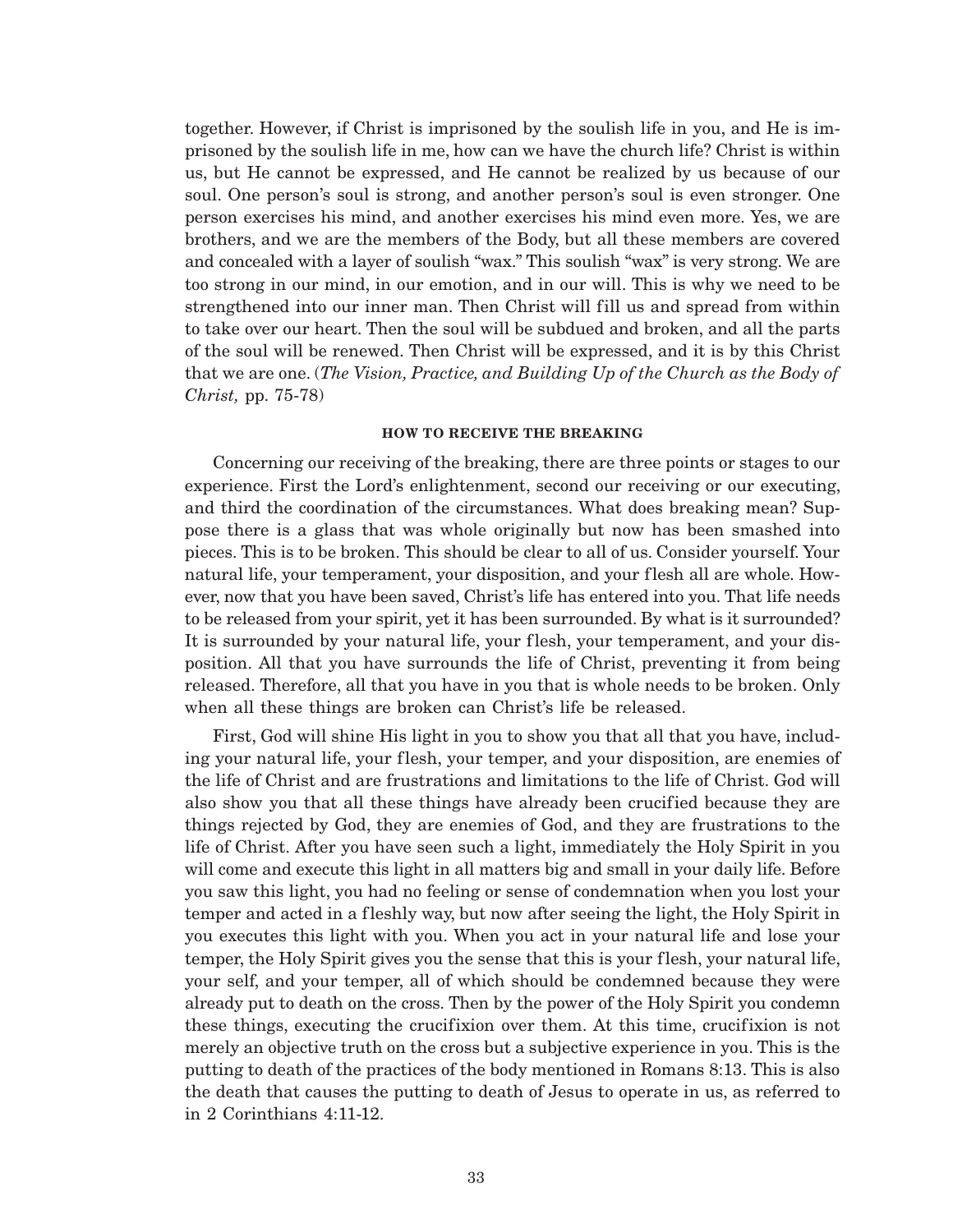together. However, if Christ is imprisoned by the soulish life in you, and He is imprisoned by the soulish life in me, how can we have the church life? Christ is within us, but He cannot be expressed, and He cannot be realized by us because of our soul. One person's soul is strong, and another person's soul is even stronger. One person exercises his mind, and another exercises his mind even more. Yes, we are brothers, and we are the members of the Body, but all these members are covered and concealed with a layer of soulish "wax." This soulish "wax" is very strong. We are too strong in our mind, in our emotion, and in our will. This is why we need to be strengthened into our inner man. Then Christ will fill us and spread from within to take over our heart. Then the soul will be subdued and broken, and all the parts of the soul will be renewed. Then Christ will be expressed, and it is by this Christ that we are one. (*The Vision, Practice, and Building Up of the Church as the Body of Christ,* pp. 75-78)

#### HOW TO RECEIVE THE BREAKING

Concerning our receiving of the breaking, there are three points or stages to our experience. First the Lord's enlightenment, second our receiving or our executing, and third the coordination of the circumstances. What does breaking mean? Suppose there is a glass that was whole originally but now has been smashed into pieces. This is to be broken. This should be clear to all of us. Consider yourself. Your natural life, your temperament, your disposition, and your flesh all are whole. However, now that you have been saved, Christ's life has entered into you. That life needs to be released from your spirit, yet it has been surrounded. By what is it surrounded? It is surrounded by your natural life, your flesh, your temperament, and your disposition. All that you have surrounds the life of Christ, preventing it from being released. Therefore, all that you have in you that is whole needs to be broken. Only when all these things are broken can Christ's life be released.

First, God will shine His light in you to show you that all that you have, including your natural life, your flesh, your temper, and your disposition, are enemies of the life of Christ and are frustrations and limitations to the life of Christ. God will also show you that all these things have already been crucified because they are things rejected by God, they are enemies of God, and they are frustrations to the life of Christ. After you have seen such a light, immediately the Holy Spirit in you will come and execute this light in all matters big and small in your daily life. Before you saw this light, you had no feeling or sense of condemnation when you lost your temper and acted in a fleshly way, but now after seeing the light, the Holy Spirit in you executes this light with you. When you act in your natural life and lose your temper, the Holy Spirit gives you the sense that this is your flesh, your natural life, your self, and your temper, all of which should be condemned because they were already put to death on the cross. Then by the power of the Holy Spirit you condemn these things, executing the crucifixion over them. At this time, crucifixion is not merely an objective truth on the cross but a subjective experience in you. This is the putting to death of the practices of the body mentioned in Romans 8:13. This is also the death that causes the putting to death of Jesus to operate in us, as referred to in 2 Corinthians 4:11-12.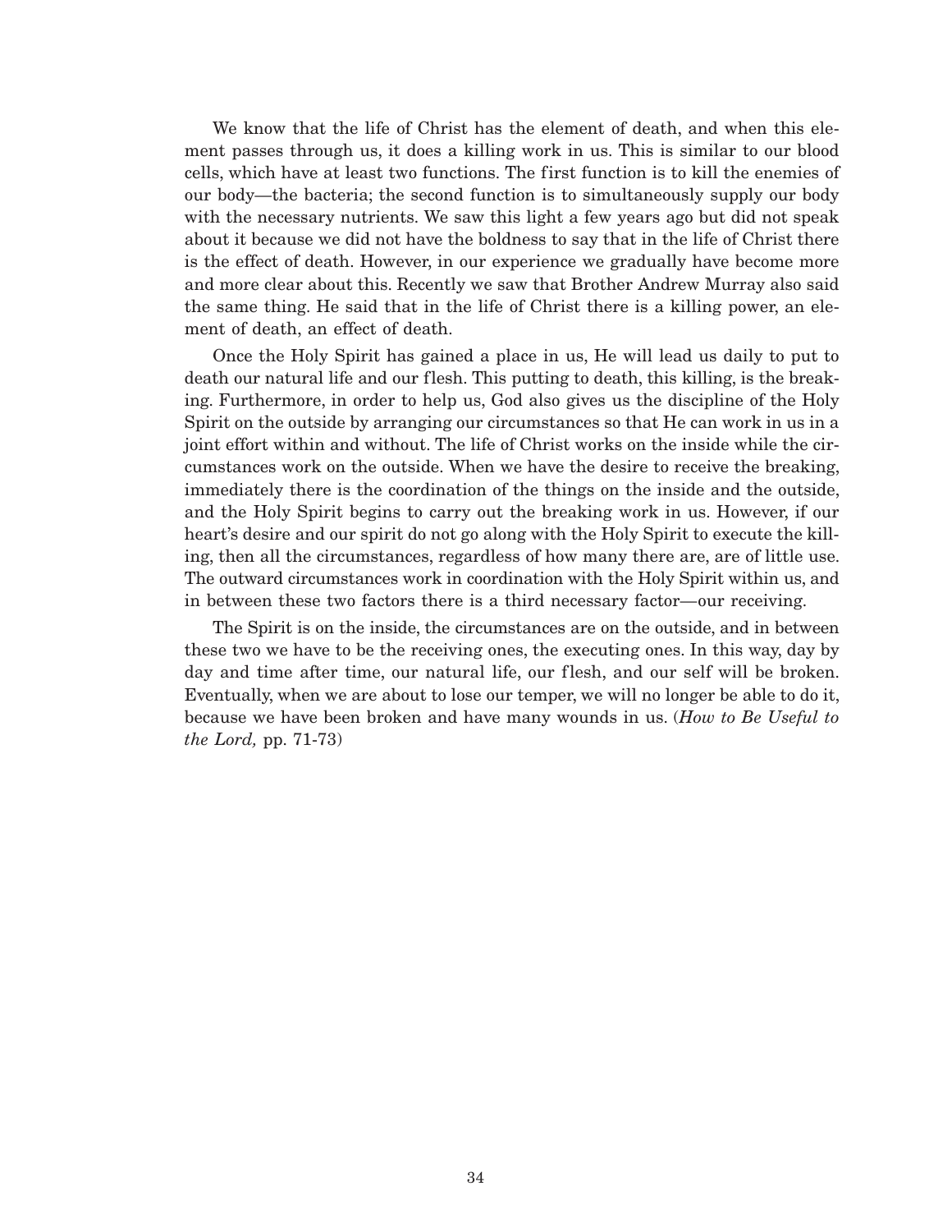We know that the life of Christ has the element of death, and when this element passes through us, it does a killing work in us. This is similar to our blood cells, which have at least two functions. The first function is to kill the enemies of our body—the bacteria; the second function is to simultaneously supply our body with the necessary nutrients. We saw this light a few years ago but did not speak about it because we did not have the boldness to say that in the life of Christ there is the effect of death. However, in our experience we gradually have become more and more clear about this. Recently we saw that Brother Andrew Murray also said the same thing. He said that in the life of Christ there is a killing power, an element of death, an effect of death.

Once the Holy Spirit has gained a place in us, He will lead us daily to put to death our natural life and our flesh. This putting to death, this killing, is the breaking. Furthermore, in order to help us, God also gives us the discipline of the Holy Spirit on the outside by arranging our circumstances so that He can work in us in a joint effort within and without. The life of Christ works on the inside while the circumstances work on the outside. When we have the desire to receive the breaking, immediately there is the coordination of the things on the inside and the outside, and the Holy Spirit begins to carry out the breaking work in us. However, if our heart's desire and our spirit do not go along with the Holy Spirit to execute the killing, then all the circumstances, regardless of how many there are, are of little use. The outward circumstances work in coordination with the Holy Spirit within us, and in between these two factors there is a third necessary factor—our receiving.

The Spirit is on the inside, the circumstances are on the outside, and in between these two we have to be the receiving ones, the executing ones. In this way, day by day and time after time, our natural life, our flesh, and our self will be broken. Eventually, when we are about to lose our temper, we will no longer be able to do it, because we have been broken and have many wounds in us. (*How to Be Useful to the Lord,* pp. 71-73)